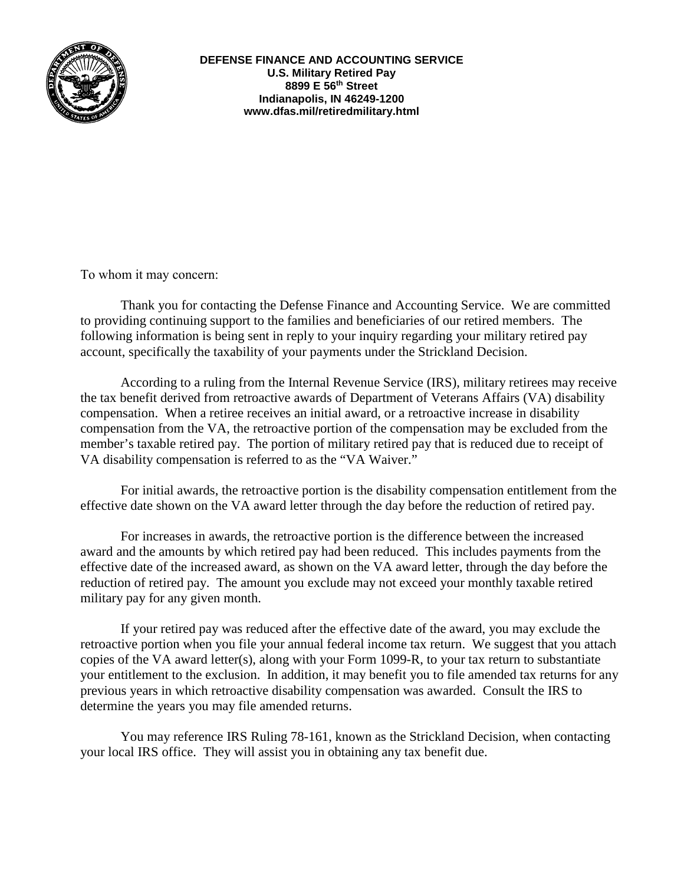**DEFENSE FINANCE AND ACCOUNTING SERVICE**
**U.S. Military Retired Pay**
**8899 E 56th Street**
**Indianapolis, IN 46249-1200**
**www.dfas.mil/retiredmilitary.html**

To whom it may concern:

Thank you for contacting the Defense Finance and Accounting Service. We are committed to providing continuing support to the families and beneficiaries of our retired members. The following information is being sent in reply to your inquiry regarding your military retired pay account, specifically the taxability of your payments under the Strickland Decision.

According to a ruling from the Internal Revenue Service (IRS), military retirees may receive the tax benefit derived from retroactive awards of Department of Veterans Affairs (VA) disability compensation. When a retiree receives an initial award, or a retroactive increase in disability compensation from the VA, the retroactive portion of the compensation may be excluded from the member's taxable retired pay. The portion of military retired pay that is reduced due to receipt of VA disability compensation is referred to as the "VA Waiver."

For initial awards, the retroactive portion is the disability compensation entitlement from the effective date shown on the VA award letter through the day before the reduction of retired pay.

For increases in awards, the retroactive portion is the difference between the increased award and the amounts by which retired pay had been reduced. This includes payments from the effective date of the increased award, as shown on the VA award letter, through the day before the reduction of retired pay. The amount you exclude may not exceed your monthly taxable retired military pay for any given month.

If your retired pay was reduced after the effective date of the award, you may exclude the retroactive portion when you file your annual federal income tax return. We suggest that you attach copies of the VA award letter(s), along with your Form 1099-R, to your tax return to substantiate your entitlement to the exclusion. In addition, it may benefit you to file amended tax returns for any previous years in which retroactive disability compensation was awarded. Consult the IRS to determine the years you may file amended returns.

You may reference IRS Ruling 78-161, known as the Strickland Decision, when contacting your local IRS office. They will assist you in obtaining any tax benefit due.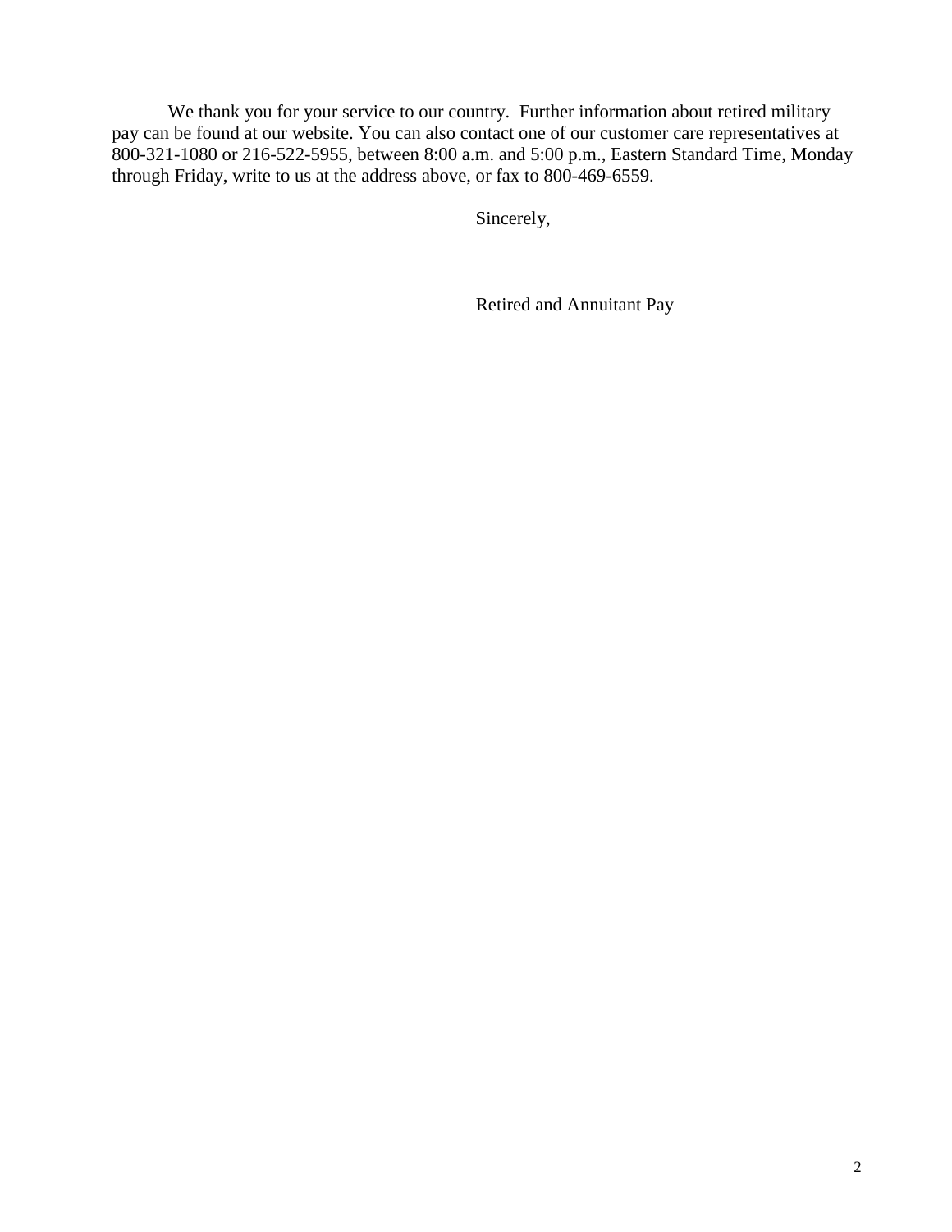We thank you for your service to our country. Further information about retired military pay can be found at our website. You can also contact one of our customer care representatives at 800-321-1080 or 216-522-5955, between 8:00 a.m. and 5:00 p.m., Eastern Standard Time, Monday through Friday, write to us at the address above, or fax to 800-469-6559.

Sincerely,

Retired and Annuitant Pay